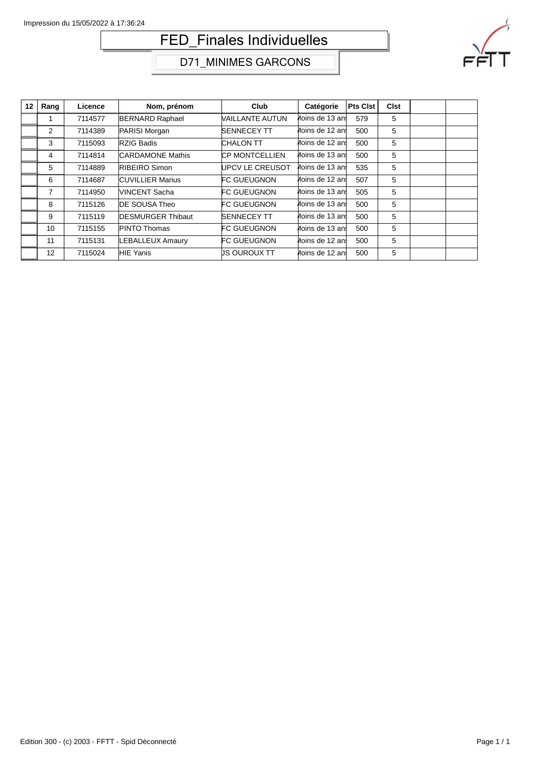# FED_Finales Individuelles

## D71_MINIMES GARCONS

| 12 | Rang | Licence | Nom, prénom | Club | Catégorie | Pts Clst | Clst | | |
|---|---|---|---|---|---|---|---|---|---|
| | 1 | 7114577 | BERNARD Raphael | VAILLANTE AUTUN | Moins de 13 ans | 579 | 5 | | |
| | 2 | 7114389 | PARISI Morgan | SENNECEY TT | Moins de 12 ans | 500 | 5 | | |
| | 3 | 7115093 | RZIG Badis | CHALON TT | Moins de 12 ans | 500 | 5 | | |
| | 4 | 7114814 | CARDAMONE Mathis | CP MONTCELLIEN | Moins de 13 ans | 500 | 5 | | |
| | 5 | 7114889 | RIBEIRO Simon | UPCV LE CREUSOT | Moins de 13 ans | 535 | 5 | | |
| | 6 | 7114687 | CUVILLIER Marius | FC GUEUGNON | Moins de 12 ans | 507 | 5 | | |
| | 7 | 7114950 | VINCENT Sacha | FC GUEUGNON | Moins de 13 ans | 505 | 5 | | |
| | 8 | 7115126 | DE SOUSA Theo | FC GUEUGNON | Moins de 13 ans | 500 | 5 | | |
| | 9 | 7115119 | DESMURGER Thibaut | SENNECEY TT | Moins de 13 ans | 500 | 5 | | |
| | 10 | 7115155 | PINTO Thomas | FC GUEUGNON | Moins de 13 ans | 500 | 5 | | |
| | 11 | 7115131 | LEBALLEUX Amaury | FC GUEUGNON | Moins de 12 ans | 500 | 5 | | |
| | 12 | 7115024 | HIE Yanis | JS OUROUX TT | Moins de 12 ans | 500 | 5 | | |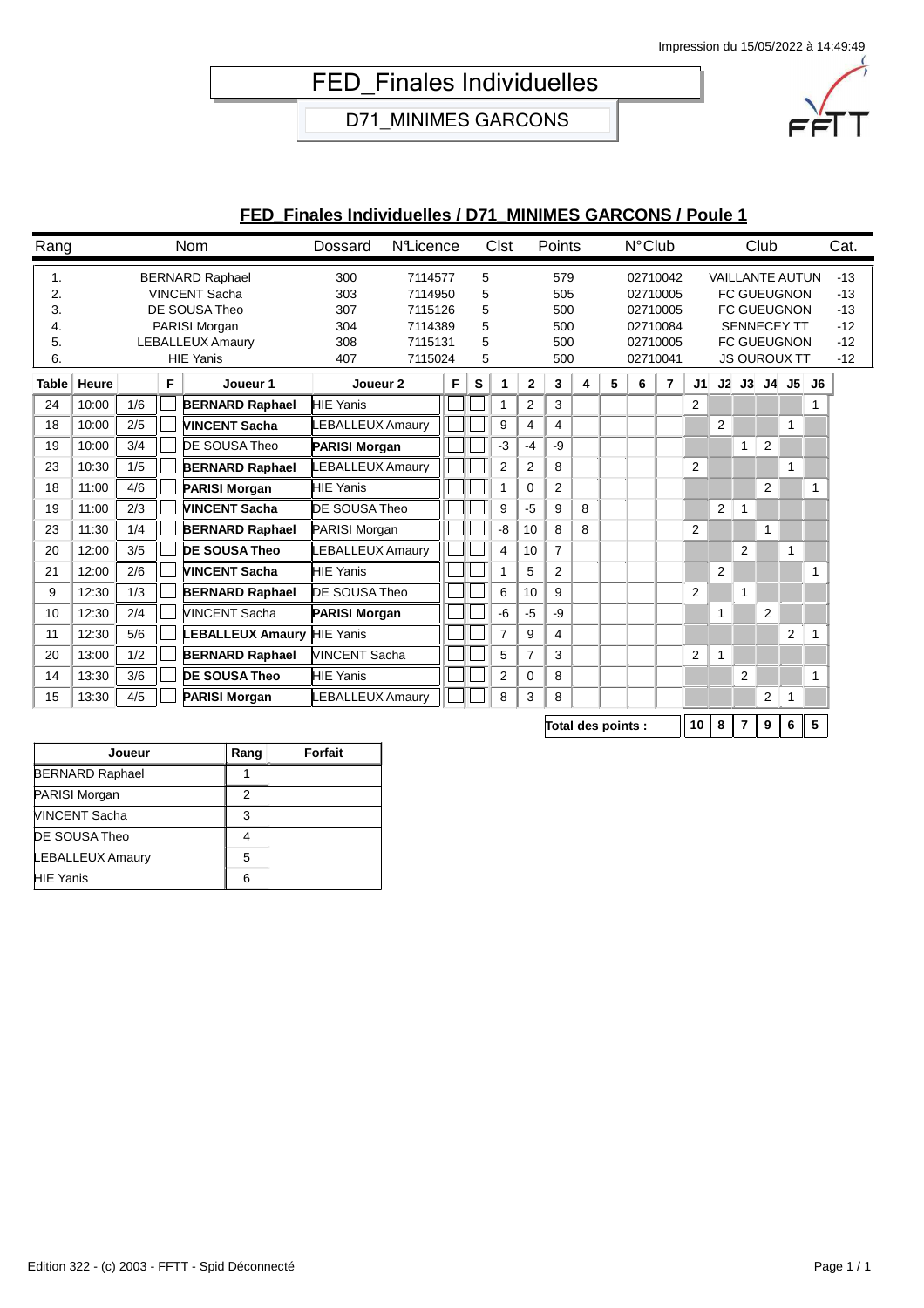Impression du 15/05/2022 à 14:49:49

# FED_Finales Individuelles

## D71_MINIMES GARCONS

### FED_Finales Individuelles / D71_MINIMES GARCONS / Poule 1

| Rang | Nom | Dossard | N°Licence | Clst | Points | N°Club | Club | Cat. |
|---|---|---|---|---|---|---|---|---|
| 1. | BERNARD Raphael | 300 | 7114577 | 5 | 579 | 02710042 | VAILLANTE AUTUN | -13 |
| 2. | VINCENT Sacha | 303 | 7114950 | 5 | 505 | 02710005 | FC GUEUGNON | -13 |
| 3. | DE SOUSA Theo | 307 | 7115126 | 5 | 500 | 02710005 | FC GUEUGNON | -13 |
| 4. | PARISI Morgan | 304 | 7114389 | 5 | 500 | 02710084 | SENNECEY TT | -12 |
| 5. | LEBALLEUX Amaury | 308 | 7115131 | 5 | 500 | 02710005 | FC GUEUGNON | -12 |
| 6. | HIE Yanis | 407 | 7115024 | 5 | 500 | 02710041 | JS OUROUX TT | -12 |

| Table | Heure | | F | Joueur 1 | Joueur 2 | F | S | 1 | 2 | 3 | 4 | 5 | 6 | 7 | J1 | J2 | J3 | J4 | J5 | J6 |
|---|---|---|---|---|---|---|---|---|---|---|---|---|---|---|---|---|---|---|---|---|
| 24 | 10:00 | 1/6 | | **BERNARD Raphael** | HIE Yanis | | | 1 | 2 | 3 | | | | | 2 | | | | | 1 |
| 18 | 10:00 | 2/5 | | **VINCENT Sacha** | LEBALLEUX Amaury | | | 9 | 4 | 4 | | | | | | 2 | | | 1 | |
| 19 | 10:00 | 3/4 | | DE SOUSA Theo | **PARISI Morgan** | | | -3 | -4 | -9 | | | | | | | 1 | 2 | | |
| 23 | 10:30 | 1/5 | | **BERNARD Raphael** | LEBALLEUX Amaury | | | 2 | 2 | 8 | | | | | 2 | | | | 1 | |
| 18 | 11:00 | 4/6 | | **PARISI Morgan** | HIE Yanis | | | 1 | 0 | 2 | | | | | | | | 2 | | 1 |
| 19 | 11:00 | 2/3 | | **VINCENT Sacha** | DE SOUSA Theo | | | 9 | -5 | 9 | 8 | | | | | 2 | 1 | | | |
| 23 | 11:30 | 1/4 | | **BERNARD Raphael** | PARISI Morgan | | | -8 | 10 | 8 | 8 | | | | 2 | | | 1 | | |
| 20 | 12:00 | 3/5 | | **DE SOUSA Theo** | LEBALLEUX Amaury | | | 4 | 10 | 7 | | | | | | | 2 | | 1 | |
| 21 | 12:00 | 2/6 | | **VINCENT Sacha** | HIE Yanis | | | 1 | 5 | 2 | | | | | | 2 | | | | 1 |
| 9 | 12:30 | 1/3 | | **BERNARD Raphael** | DE SOUSA Theo | | | 6 | 10 | 9 | | | | | 2 | | 1 | | | |
| 10 | 12:30 | 2/4 | | VINCENT Sacha | **PARISI Morgan** | | | -6 | -5 | -9 | | | | | | 1 | | 2 | | |
| 11 | 12:30 | 5/6 | | **LEBALLEUX Amaury** | HIE Yanis | | | 7 | 9 | 4 | | | | | | | | | 2 | 1 |
| 20 | 13:00 | 1/2 | | **BERNARD Raphael** | VINCENT Sacha | | | 5 | 7 | 3 | | | | | 2 | 1 | | | | |
| 14 | 13:30 | 3/6 | | **DE SOUSA Theo** | HIE Yanis | | | 2 | 0 | 8 | | | | | | | 2 | | | 1 |
| 15 | 13:30 | 4/5 | | **PARISI Morgan** | LEBALLEUX Amaury | | | 8 | 3 | 8 | | | | | | | | 2 | 1 | |
| | | | | | | | | | | Total des points : | | | | | 10 | 8 | 7 | 9 | 6 | 5 |

| Joueur | Rang | Forfait |
|---|---|---|
| BERNARD Raphael | 1 | |
| PARISI Morgan | 2 | |
| VINCENT Sacha | 3 | |
| DE SOUSA Theo | 4 | |
| LEBALLEUX Amaury | 5 | |
| HIE Yanis | 6 | |

Edition 322 - (c) 2003 - FFTT - Spid Déconnecté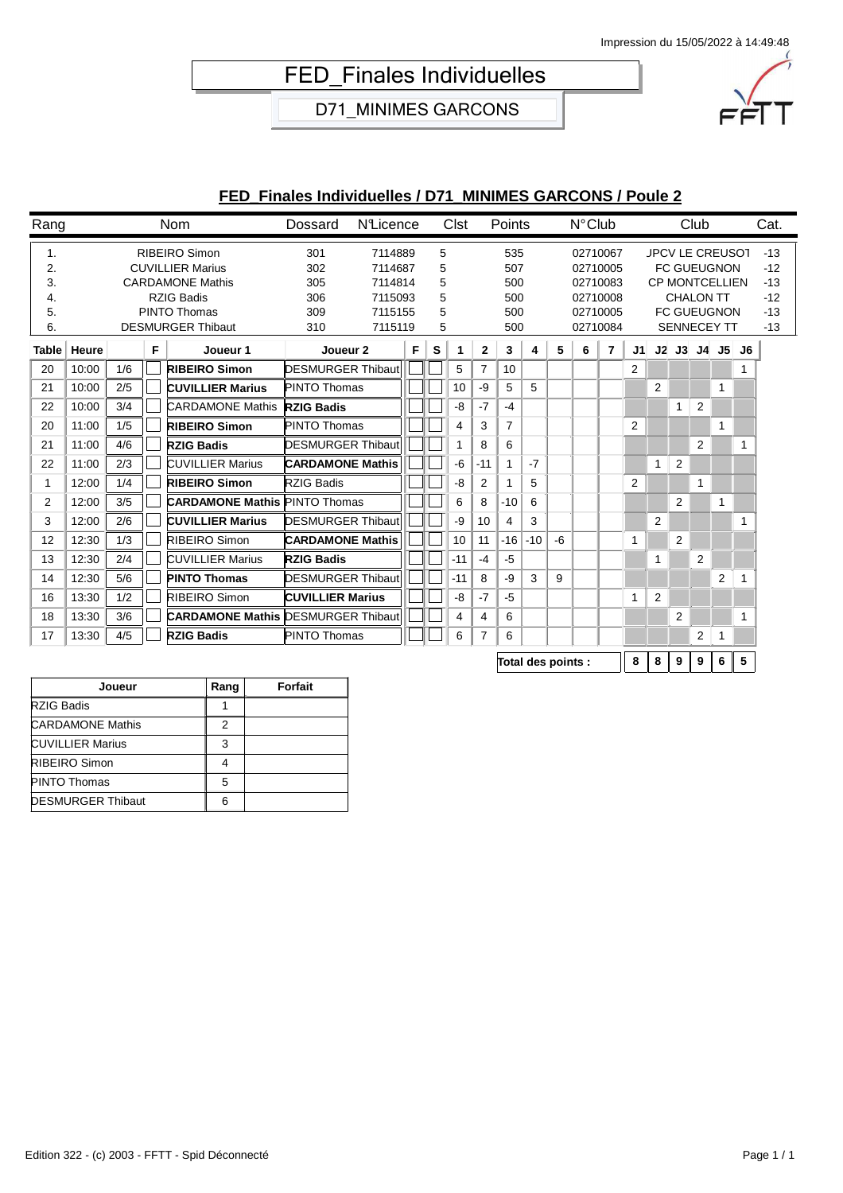Impression du 15/05/2022 à 14:49:48

# FED_Finales Individuelles

## D71_MINIMES GARCONS

### FED_Finales Individuelles / D71_MINIMES GARCONS / Poule 2

| Rang | Nom | Dossard | N°Licence | Clst | Points | N°Club | Club | Cat. |
|---|---|---|---|---|---|---|---|---|
| 1. | RIBEIRO Simon | 301 | 7114889 | 5 | 535 | 02710067 | JPCV LE CREUSOT | -13 |
| 2. | CUVILLIER Marius | 302 | 7114687 | 5 | 507 | 02710005 | FC GUEUGNON | -12 |
| 3. | CARDAMONE Mathis | 305 | 7114814 | 5 | 500 | 02710083 | CP MONTCELLIEN | -13 |
| 4. | RZIG Badis | 306 | 7115093 | 5 | 500 | 02710008 | CHALON TT | -12 |
| 5. | PINTO Thomas | 309 | 7115155 | 5 | 500 | 02710005 | FC GUEUGNON | -13 |
| 6. | DESMURGER Thibaut | 310 | 7115119 | 5 | 500 | 02710084 | SENNECEY TT | -13 |

| Table | Heure | | F | Joueur 1 | Joueur 2 | F | S | 1 | 2 | 3 | 4 | 5 | 6 | 7 | J1 | J2 | J3 | J4 | J5 | J6 |
|---|---|---|---|---|---|---|---|---|---|---|---|---|---|---|---|---|---|---|---|---|
| 20 | 10:00 | 1/6 | | **RIBEIRO Simon** | DESMURGER Thibaut | | | 5 | 7 | 10 | | | | | 2 | | | | | 1 |
| 21 | 10:00 | 2/5 | | **CUVILLIER Marius** | PINTO Thomas | | | 10 | -9 | 5 | 5 | | | | | 2 | | | 1 | |
| 22 | 10:00 | 3/4 | | CARDAMONE Mathis | **RZIG Badis** | | | -8 | -7 | -4 | | | | | | | 1 | 2 | | |
| 20 | 11:00 | 1/5 | | **RIBEIRO Simon** | PINTO Thomas | | | 4 | 3 | 7 | | | | | 2 | | | | 1 | |
| 21 | 11:00 | 4/6 | | **RZIG Badis** | DESMURGER Thibaut | | | 1 | 8 | 6 | | | | | | | | 2 | | 1 |
| 22 | 11:00 | 2/3 | | CUVILLIER Marius | **CARDAMONE Mathis** | | | -6 | -11 | 1 | -7 | | | | | 1 | 2 | | | |
| 1 | 12:00 | 1/4 | | **RIBEIRO Simon** | RZIG Badis | | | -8 | 2 | 1 | 5 | | | | 2 | | | 1 | | |
| 2 | 12:00 | 3/5 | | **CARDAMONE Mathis** | PINTO Thomas | | | 6 | 8 | -10 | 6 | | | | | | 2 | | 1 | |
| 3 | 12:00 | 2/6 | | **CUVILLIER Marius** | DESMURGER Thibaut | | | -9 | 10 | 4 | 3 | | | | | 2 | | | | 1 |
| 12 | 12:30 | 1/3 | | RIBEIRO Simon | **CARDAMONE Mathis** | | | 10 | 11 | -16 | -10 | -6 | | | 1 | | 2 | | | |
| 13 | 12:30 | 2/4 | | CUVILLIER Marius | **RZIG Badis** | | | -11 | -4 | -5 | | | | | | 1 | | 2 | | |
| 14 | 12:30 | 5/6 | | **PINTO Thomas** | DESMURGER Thibaut | | | -11 | 8 | -9 | 3 | 9 | | | | | | | 2 | 1 |
| 16 | 13:30 | 1/2 | | RIBEIRO Simon | **CUVILLIER Marius** | | | -8 | -7 | -5 | | | | | 1 | 2 | | | | |
| 18 | 13:30 | 3/6 | | **CARDAMONE Mathis** | DESMURGER Thibaut | | | 4 | 4 | 6 | | | | | | | 2 | | | 1 |
| 17 | 13:30 | 4/5 | | **RZIG Badis** | PINTO Thomas | | | 6 | 7 | 6 | | | | | | | | 2 | 1 | |
| | | | | | | | | | | **Total des points :** | | | | | 8 | 8 | 9 | 9 | 6 | 5 |

| Joueur | Rang | Forfait |
|---|---|---|
| RZIG Badis | 1 | |
| CARDAMONE Mathis | 2 | |
| CUVILLIER Marius | 3 | |
| RIBEIRO Simon | 4 | |
| PINTO Thomas | 5 | |
| DESMURGER Thibaut | 6 | |

Edition 322 - (c) 2003 - FFTT - Spid Déconnecté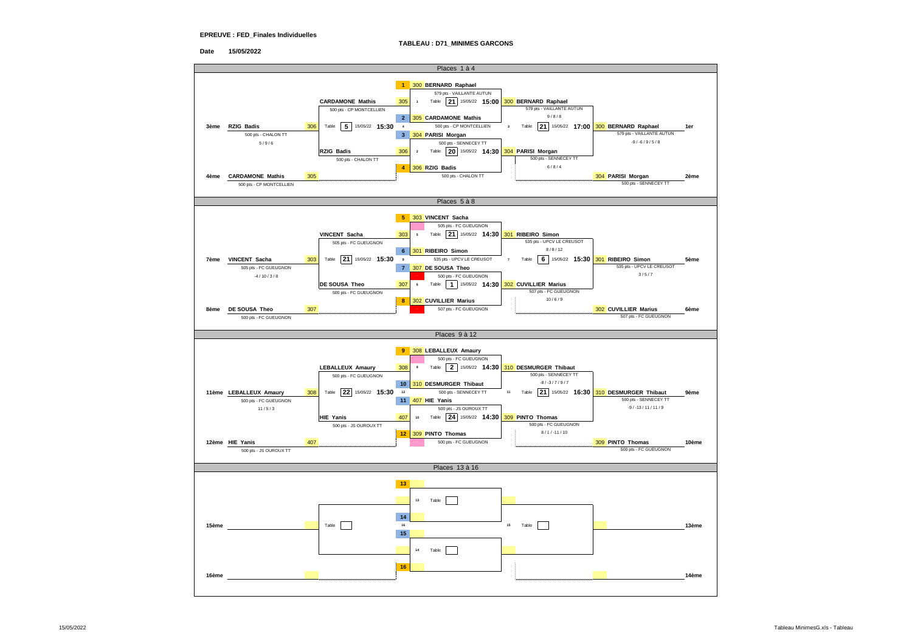**EPREUVE : FED_Finales Individuelles**

**TABLEAU : D71_MINIMES GARCONS**

**Date** 15/05/2022

## Places 1 à 4

**Tableau initial**

- 1 — 300 **BERNARD Raphael** — 579 pts - VAILLANTE AUTUN
- 2 — 305 **CARDAMONE Mathis** — 500 pts - CP MONTCELLIEN
- 3 — 304 **PARISI Morgan** — 500 pts - SENNECEY TT
- 4 — 306 **RZIG Badis** — 500 pts - CHALON TT

**Demi-finales**

- Partie 1 — Table 21 — 15/05/22 **15:00** : BERNARD Raphael (300) / CARDAMONE Mathis (305) → **300 BERNARD Raphael** (579 pts - VAILLANTE AUTUN) — 9 / 8 / 8
- Partie 2 — Table 20 — 15/05/22 **14:30** : PARISI Morgan (304) / RZIG Badis (306) → **304 PARISI Morgan** (500 pts - SENNECEY TT) — 6 / 8 / 4

**Finale**

- Partie 3 — Table 21 — 15/05/22 **17:00** : **300 BERNARD Raphael** (579 pts - VAILLANTE AUTUN) — -9 / -6 / 9 / 5 / 8

**Match pour la 3ème place**

- Partie 4 — Table 5 — 15/05/22 **15:30** : CARDAMONE Mathis (305, 500 pts - CP MONTCELLIEN) / RZIG Badis (306, 500 pts - CHALON TT) → RZIG Badis — 5 / 9 / 6

**Classement**

| Place | Dossard | Joueur | Points - Club |
|---|---|---|---|
| 1er | 300 | BERNARD Raphael | 579 pts - VAILLANTE AUTUN |
| 2ème | 304 | PARISI Morgan | 500 pts - SENNECEY TT |
| 3ème | 306 | RZIG Badis | 500 pts - CHALON TT |
| 4ème | 305 | CARDAMONE Mathis | 500 pts - CP MONTCELLIEN |

## Places 5 à 8

**Tableau initial**

- 5 — 303 **VINCENT Sacha** — 505 pts - FC GUEUGNON
- 6 — 301 **RIBEIRO Simon** — 535 pts - UPCV LE CREUSOT
- 7 — 307 **DE SOUSA Theo** — 500 pts - FC GUEUGNON
- 8 — 302 **CUVILLIER Marius** — 507 pts - FC GUEUGNON

**Demi-finales**

- Partie 5 — Table 21 — 15/05/22 **14:30** : VINCENT Sacha (303) / RIBEIRO Simon (301) → **301 RIBEIRO Simon** (535 pts - UPCV LE CREUSOT) — 8 / 8 / 12
- Partie 6 — Table 1 — 15/05/22 **14:30** : DE SOUSA Theo (307) / CUVILLIER Marius (302) → **302 CUVILLIER Marius** (507 pts - FC GUEUGNON) — 10 / 6 / 9

**Match pour la 5ème place**

- Partie 7 — Table 6 — 15/05/22 **15:30** : **301 RIBEIRO Simon** (535 pts - UPCV LE CREUSOT) — 3 / 5 / 7

**Match pour la 7ème place**

- Partie 8 — Table 21 — 15/05/22 **15:30** : VINCENT Sacha (303, 505 pts - FC GUEUGNON) / DE SOUSA Theo (307, 500 pts - FC GUEUGNON) → VINCENT Sacha — -4 / 10 / 3 / 8

**Classement**

| Place | Dossard | Joueur | Points - Club |
|---|---|---|---|
| 5ème | 301 | RIBEIRO Simon | 535 pts - UPCV LE CREUSOT |
| 6ème | 302 | CUVILLIER Marius | 507 pts - FC GUEUGNON |
| 7ème | 303 | VINCENT Sacha | 505 pts - FC GUEUGNON |
| 8ème | 307 | DE SOUSA Theo | 500 pts - FC GUEUGNON |

## Places 9 à 12

**Tableau initial**

- 9 — 308 **LEBALLEUX Amaury** — 500 pts - FC GUEUGNON
- 10 — 310 **DESMURGER Thibaut** — 500 pts - SENNECEY TT
- 11 — 407 **HIE Yanis** — 500 pts - JS OUROUX TT
- 12 — 309 **PINTO Thomas** — 500 pts - FC GUEUGNON

**Demi-finales**

- Partie 9 — Table 2 — 15/05/22 **14:30** : LEBALLEUX Amaury (308) / DESMURGER Thibaut (310) → **310 DESMURGER Thibaut** (500 pts - SENNECEY TT) — -8 / -3 / 7 / 9 / 7
- Partie 10 — Table 24 — 15/05/22 **14:30** : HIE Yanis (407) / PINTO Thomas (309) → **309 PINTO Thomas** (500 pts - FC GUEUGNON) — 8 / 1 / -11 / 10

**Match pour la 9ème place**

- Partie 11 — Table 21 — 15/05/22 **16:30** : **310 DESMURGER Thibaut** (500 pts - SENNECEY TT) — -9 / -13 / 11 / 11 / 9

**Match pour la 11ème place**

- Partie 12 — Table 22 — 15/05/22 **15:30** : LEBALLEUX Amaury (308, 500 pts - FC GUEUGNON) / HIE Yanis (407, 500 pts - JS OUROUX TT) → LEBALLEUX Amaury — 11 / 5 / 3

**Classement**

| Place | Dossard | Joueur | Points - Club |
|---|---|---|---|
| 9ème | 310 | DESMURGER Thibaut | 500 pts - SENNECEY TT |
| 10ème | 309 | PINTO Thomas | 500 pts - FC GUEUGNON |
| 11ème | 308 | LEBALLEUX Amaury | 500 pts - FC GUEUGNON |
| 12ème | 407 | HIE Yanis | 500 pts - JS OUROUX TT |

## Places 13 à 16

- 13, 14, 15, 16 — (vide)
- Parties 13, 14, 15, 16 — Table (vide)

| Place | Dossard | Joueur | Points - Club |
|---|---|---|---|
| 13ème | | | |
| 14ème | | | |
| 15ème | | | |
| 16ème | | | |